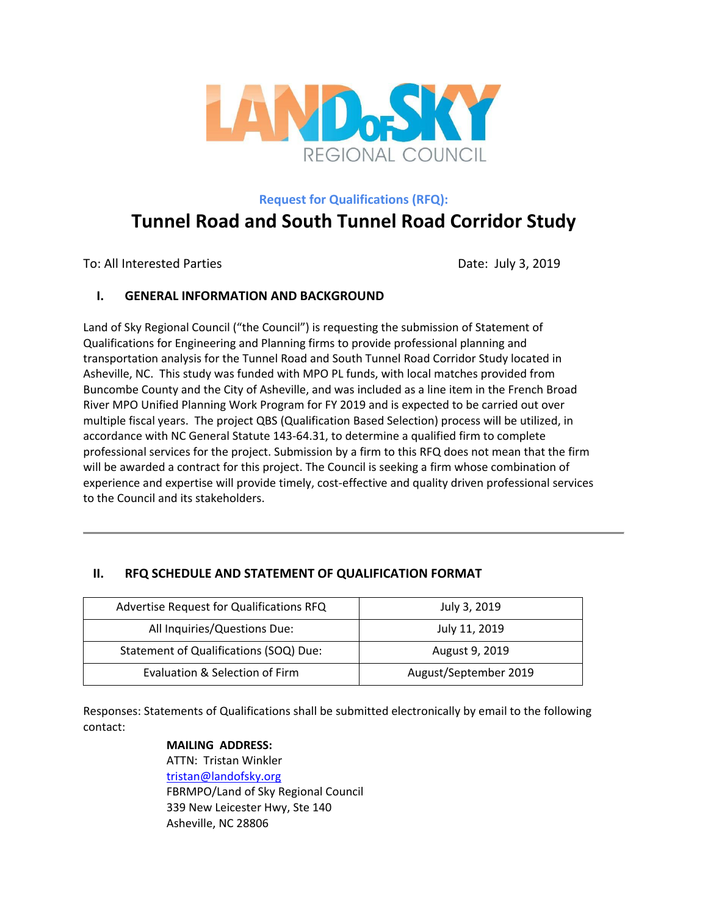LAND OF SKY REGIONAL COUNCIL

**Request for Qualifications (RFQ):**

# Tunnel Road and South Tunnel Road Corridor Study

To: All Interested Parties

Date: July 3, 2019

## I. GENERAL INFORMATION AND BACKGROUND

Land of Sky Regional Council ("the Council") is requesting the submission of Statement of Qualifications for Engineering and Planning firms to provide professional planning and transportation analysis for the Tunnel Road and South Tunnel Road Corridor Study located in Asheville, NC. This study was funded with MPO PL funds, with local matches provided from Buncombe County and the City of Asheville, and was included as a line item in the French Broad River MPO Unified Planning Work Program for FY 2019 and is expected to be carried out over multiple fiscal years. The project QBS (Qualification Based Selection) process will be utilized, in accordance with NC General Statute 143-64.31, to determine a qualified firm to complete professional services for the project. Submission by a firm to this RFQ does not mean that the firm will be awarded a contract for this project. The Council is seeking a firm whose combination of experience and expertise will provide timely, cost-effective and quality driven professional services to the Council and its stakeholders.

---

## II. RFQ SCHEDULE AND STATEMENT OF QUALIFICATION FORMAT

| | |
|---|---|
| Advertise Request for Qualifications RFQ | July 3, 2019 |
| All Inquiries/Questions Due: | July 11, 2019 |
| Statement of Qualifications (SOQ) Due: | August 9, 2019 |
| Evaluation & Selection of Firm | August/September 2019 |

Responses: Statements of Qualifications shall be submitted electronically by email to the following contact:

**MAILING ADDRESS:**
ATTN: Tristan Winkler
tristan@landofsky.org
FBRMPO/Land of Sky Regional Council
339 New Leicester Hwy, Ste 140
Asheville, NC 28806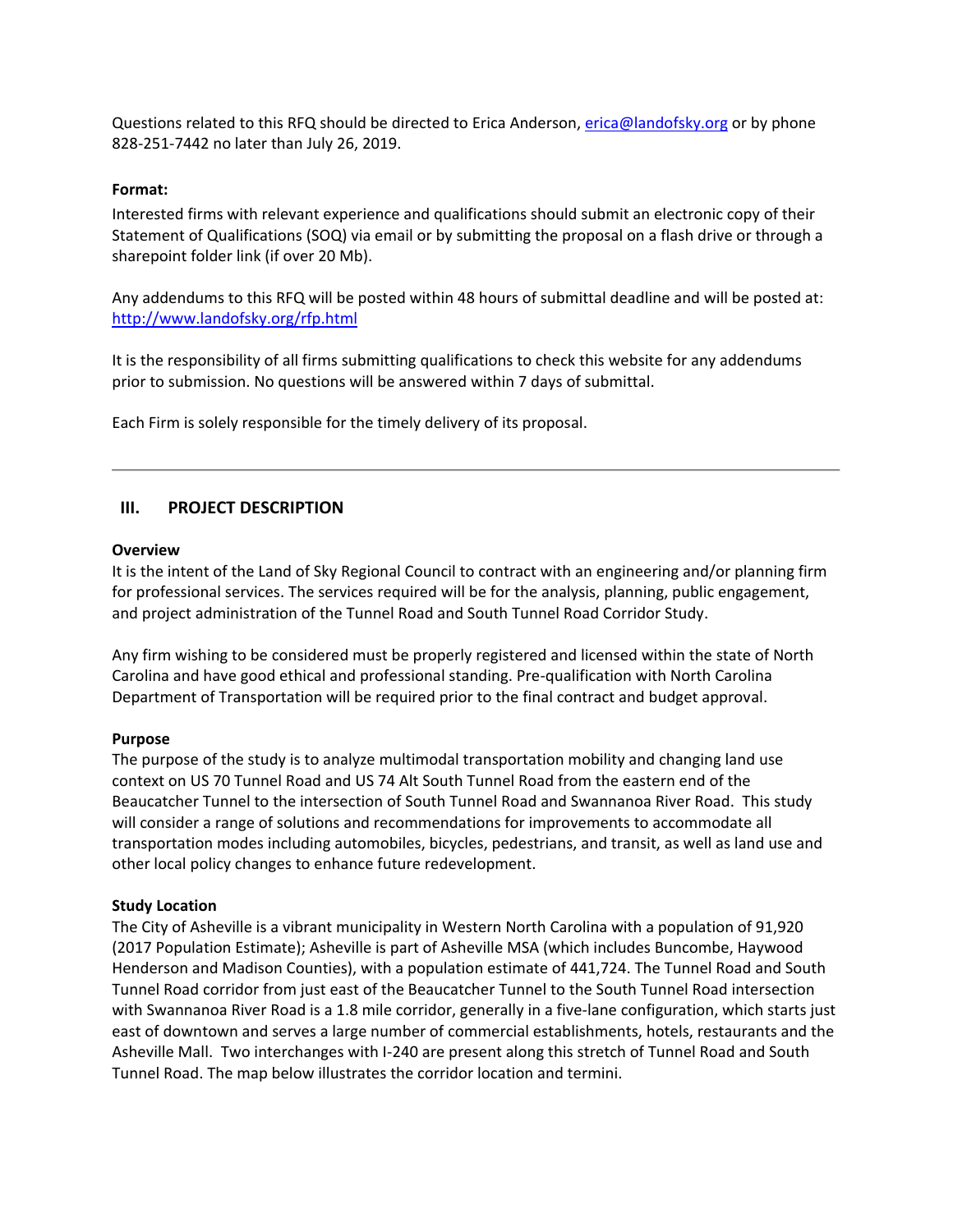Questions related to this RFQ should be directed to Erica Anderson, erica@landofsky.org or by phone 828-251-7442 no later than July 26, 2019.

**Format:**

Interested firms with relevant experience and qualifications should submit an electronic copy of their Statement of Qualifications (SOQ) via email or by submitting the proposal on a flash drive or through a sharepoint folder link (if over 20 Mb).

Any addendums to this RFQ will be posted within 48 hours of submittal deadline and will be posted at: http://www.landofsky.org/rfp.html

It is the responsibility of all firms submitting qualifications to check this website for any addendums prior to submission. No questions will be answered within 7 days of submittal.

Each Firm is solely responsible for the timely delivery of its proposal.

---

## III. PROJECT DESCRIPTION

**Overview**

It is the intent of the Land of Sky Regional Council to contract with an engineering and/or planning firm for professional services. The services required will be for the analysis, planning, public engagement, and project administration of the Tunnel Road and South Tunnel Road Corridor Study.

Any firm wishing to be considered must be properly registered and licensed within the state of North Carolina and have good ethical and professional standing. Pre-qualification with North Carolina Department of Transportation will be required prior to the final contract and budget approval.

**Purpose**

The purpose of the study is to analyze multimodal transportation mobility and changing land use context on US 70 Tunnel Road and US 74 Alt South Tunnel Road from the eastern end of the Beaucatcher Tunnel to the intersection of South Tunnel Road and Swannanoa River Road. This study will consider a range of solutions and recommendations for improvements to accommodate all transportation modes including automobiles, bicycles, pedestrians, and transit, as well as land use and other local policy changes to enhance future redevelopment.

**Study Location**

The City of Asheville is a vibrant municipality in Western North Carolina with a population of 91,920 (2017 Population Estimate); Asheville is part of Asheville MSA (which includes Buncombe, Haywood Henderson and Madison Counties), with a population estimate of 441,724. The Tunnel Road and South Tunnel Road corridor from just east of the Beaucatcher Tunnel to the South Tunnel Road intersection with Swannanoa River Road is a 1.8 mile corridor, generally in a five-lane configuration, which starts just east of downtown and serves a large number of commercial establishments, hotels, restaurants and the Asheville Mall. Two interchanges with I-240 are present along this stretch of Tunnel Road and South Tunnel Road. The map below illustrates the corridor location and termini.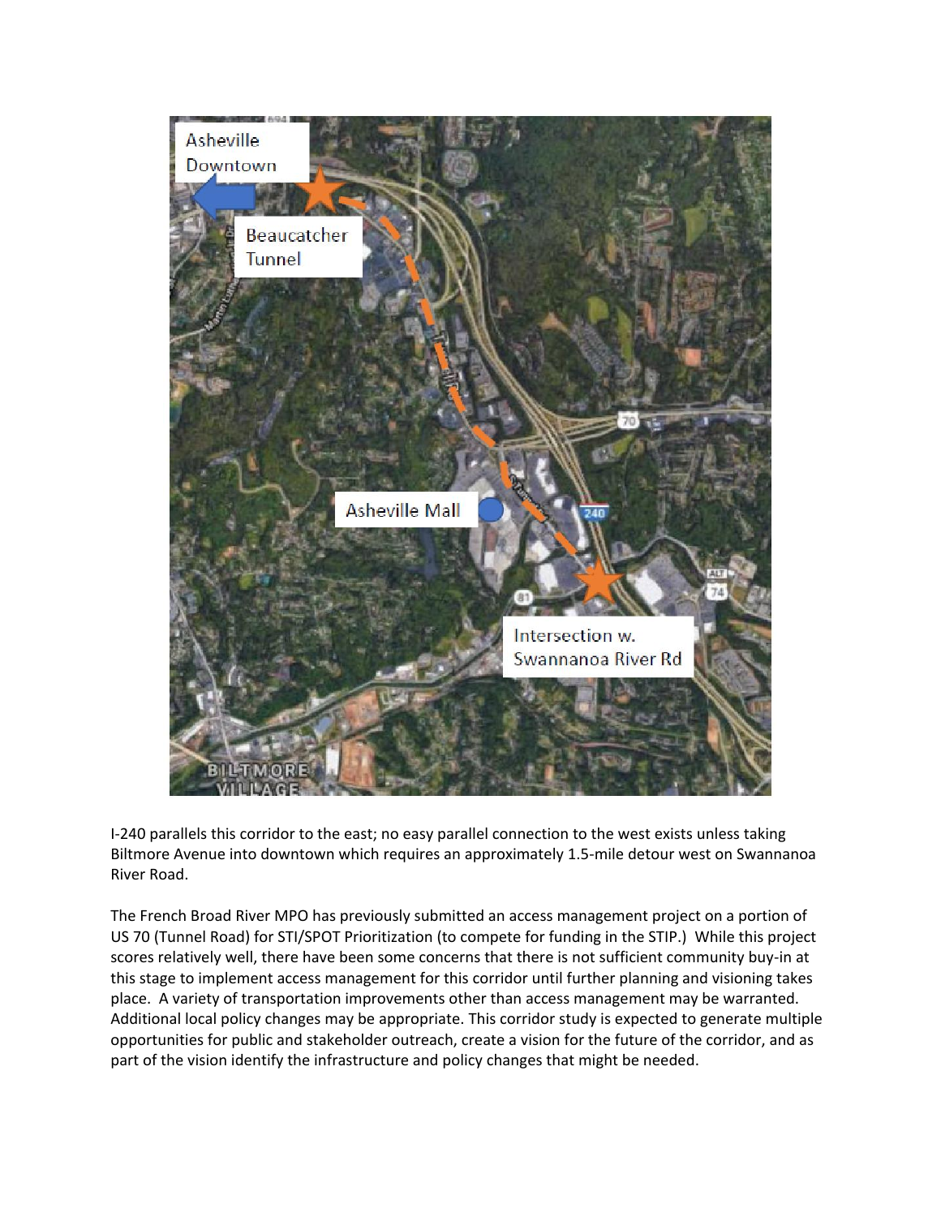I-240 parallels this corridor to the east; no easy parallel connection to the west exists unless taking Biltmore Avenue into downtown which requires an approximately 1.5-mile detour west on Swannanoa River Road.

The French Broad River MPO has previously submitted an access management project on a portion of US 70 (Tunnel Road) for STI/SPOT Prioritization (to compete for funding in the STIP.) While this project scores relatively well, there have been some concerns that there is not sufficient community buy-in at this stage to implement access management for this corridor until further planning and visioning takes place. A variety of transportation improvements other than access management may be warranted. Additional local policy changes may be appropriate. This corridor study is expected to generate multiple opportunities for public and stakeholder outreach, create a vision for the future of the corridor, and as part of the vision identify the infrastructure and policy changes that might be needed.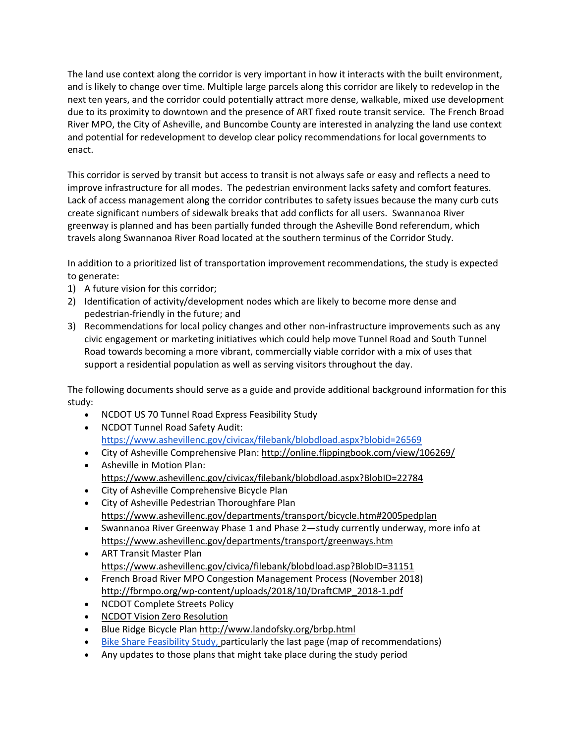The land use context along the corridor is very important in how it interacts with the built environment, and is likely to change over time. Multiple large parcels along this corridor are likely to redevelop in the next ten years, and the corridor could potentially attract more dense, walkable, mixed use development due to its proximity to downtown and the presence of ART fixed route transit service. The French Broad River MPO, the City of Asheville, and Buncombe County are interested in analyzing the land use context and potential for redevelopment to develop clear policy recommendations for local governments to enact.

This corridor is served by transit but access to transit is not always safe or easy and reflects a need to improve infrastructure for all modes. The pedestrian environment lacks safety and comfort features. Lack of access management along the corridor contributes to safety issues because the many curb cuts create significant numbers of sidewalk breaks that add conflicts for all users. Swannanoa River greenway is planned and has been partially funded through the Asheville Bond referendum, which travels along Swannanoa River Road located at the southern terminus of the Corridor Study.

In addition to a prioritized list of transportation improvement recommendations, the study is expected to generate:

1) A future vision for this corridor;
2) Identification of activity/development nodes which are likely to become more dense and pedestrian-friendly in the future; and
3) Recommendations for local policy changes and other non-infrastructure improvements such as any civic engagement or marketing initiatives which could help move Tunnel Road and South Tunnel Road towards becoming a more vibrant, commercially viable corridor with a mix of uses that support a residential population as well as serving visitors throughout the day.

The following documents should serve as a guide and provide additional background information for this study:

- NCDOT US 70 Tunnel Road Express Feasibility Study
- NCDOT Tunnel Road Safety Audit: https://www.ashevillenc.gov/civicax/filebank/blobdload.aspx?blobid=26569
- City of Asheville Comprehensive Plan: http://online.flippingbook.com/view/106269/
- Asheville in Motion Plan: https://www.ashevillenc.gov/civicax/filebank/blobdload.aspx?BlobID=22784
- City of Asheville Comprehensive Bicycle Plan
- City of Asheville Pedestrian Thoroughfare Plan https://www.ashevillenc.gov/departments/transport/bicycle.htm#2005pedplan
- Swannanoa River Greenway Phase 1 and Phase 2—study currently underway, more info at https://www.ashevillenc.gov/departments/transport/greenways.htm
- ART Transit Master Plan https://www.ashevillenc.gov/civica/filebank/blobdload.asp?BlobID=31151
- French Broad River MPO Congestion Management Process (November 2018) http://fbrmpo.org/wp-content/uploads/2018/10/DraftCMP_2018-1.pdf
- NCDOT Complete Streets Policy
- NCDOT Vision Zero Resolution
- Blue Ridge Bicycle Plan http://www.landofsky.org/brbp.html
- Bike Share Feasibility Study, particularly the last page (map of recommendations)
- Any updates to those plans that might take place during the study period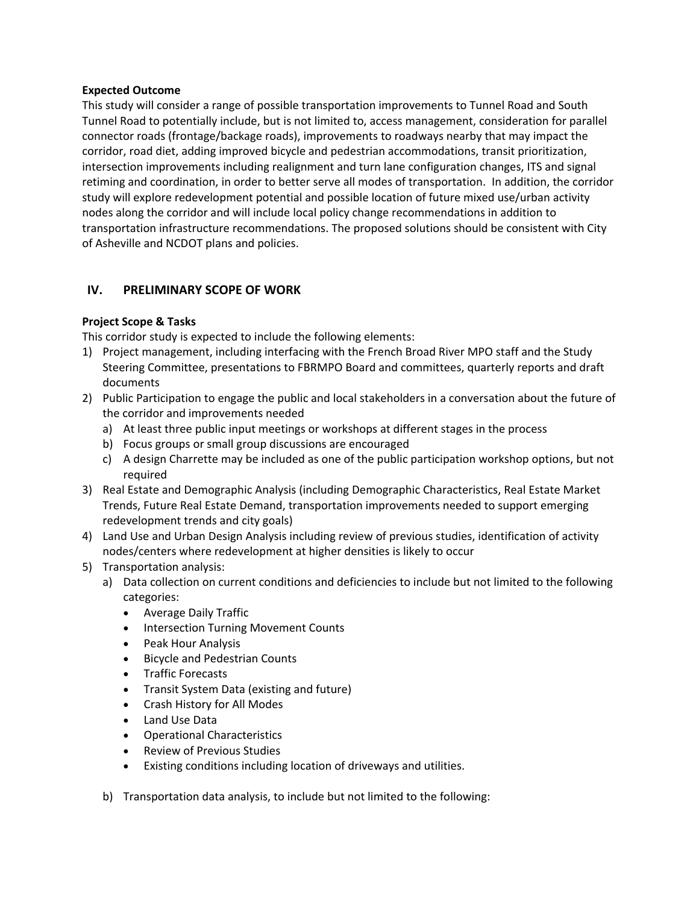**Expected Outcome**

This study will consider a range of possible transportation improvements to Tunnel Road and South Tunnel Road to potentially include, but is not limited to, access management, consideration for parallel connector roads (frontage/backage roads), improvements to roadways nearby that may impact the corridor, road diet, adding improved bicycle and pedestrian accommodations, transit prioritization, intersection improvements including realignment and turn lane configuration changes, ITS and signal retiming and coordination, in order to better serve all modes of transportation. In addition, the corridor study will explore redevelopment potential and possible location of future mixed use/urban activity nodes along the corridor and will include local policy change recommendations in addition to transportation infrastructure recommendations. The proposed solutions should be consistent with City of Asheville and NCDOT plans and policies.

## IV. PRELIMINARY SCOPE OF WORK

**Project Scope & Tasks**

This corridor study is expected to include the following elements:

1) Project management, including interfacing with the French Broad River MPO staff and the Study Steering Committee, presentations to FBRMPO Board and committees, quarterly reports and draft documents
2) Public Participation to engage the public and local stakeholders in a conversation about the future of the corridor and improvements needed
   a) At least three public input meetings or workshops at different stages in the process
   b) Focus groups or small group discussions are encouraged
   c) A design Charrette may be included as one of the public participation workshop options, but not required
3) Real Estate and Demographic Analysis (including Demographic Characteristics, Real Estate Market Trends, Future Real Estate Demand, transportation improvements needed to support emerging redevelopment trends and city goals)
4) Land Use and Urban Design Analysis including review of previous studies, identification of activity nodes/centers where redevelopment at higher densities is likely to occur
5) Transportation analysis:
   a) Data collection on current conditions and deficiencies to include but not limited to the following categories:
      - Average Daily Traffic
      - Intersection Turning Movement Counts
      - Peak Hour Analysis
      - Bicycle and Pedestrian Counts
      - Traffic Forecasts
      - Transit System Data (existing and future)
      - Crash History for All Modes
      - Land Use Data
      - Operational Characteristics
      - Review of Previous Studies
      - Existing conditions including location of driveways and utilities.

   b) Transportation data analysis, to include but not limited to the following: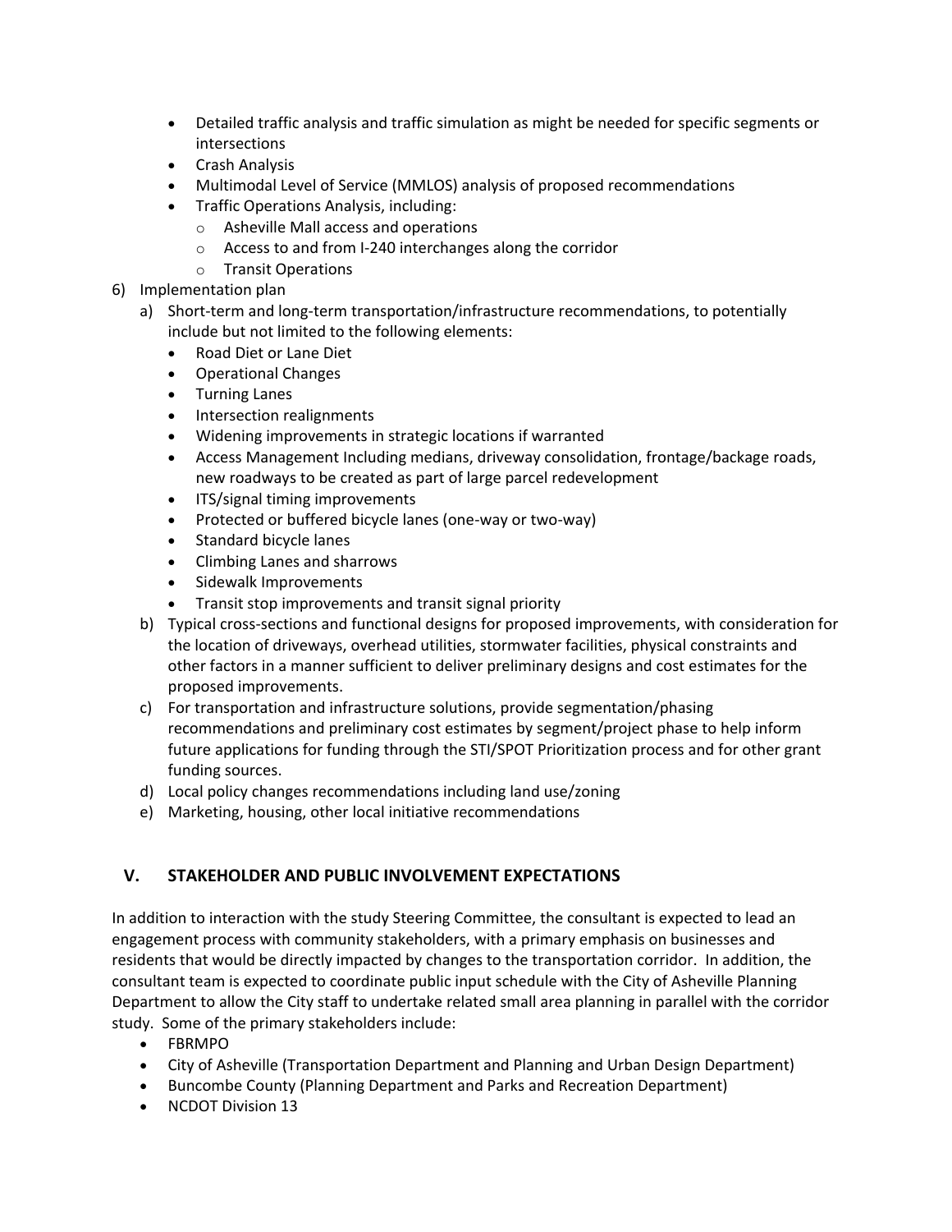- Detailed traffic analysis and traffic simulation as might be needed for specific segments or intersections
- Crash Analysis
- Multimodal Level of Service (MMLOS) analysis of proposed recommendations
- Traffic Operations Analysis, including:
    - Asheville Mall access and operations
    - Access to and from I-240 interchanges along the corridor
    - Transit Operations

6) Implementation plan
    a) Short-term and long-term transportation/infrastructure recommendations, to potentially include but not limited to the following elements:
        - Road Diet or Lane Diet
        - Operational Changes
        - Turning Lanes
        - Intersection realignments
        - Widening improvements in strategic locations if warranted
        - Access Management Including medians, driveway consolidation, frontage/backage roads, new roadways to be created as part of large parcel redevelopment
        - ITS/signal timing improvements
        - Protected or buffered bicycle lanes (one-way or two-way)
        - Standard bicycle lanes
        - Climbing Lanes and sharrows
        - Sidewalk Improvements
        - Transit stop improvements and transit signal priority
    b) Typical cross-sections and functional designs for proposed improvements, with consideration for the location of driveways, overhead utilities, stormwater facilities, physical constraints and other factors in a manner sufficient to deliver preliminary designs and cost estimates for the proposed improvements.
    c) For transportation and infrastructure solutions, provide segmentation/phasing recommendations and preliminary cost estimates by segment/project phase to help inform future applications for funding through the STI/SPOT Prioritization process and for other grant funding sources.
    d) Local policy changes recommendations including land use/zoning
    e) Marketing, housing, other local initiative recommendations

## V. STAKEHOLDER AND PUBLIC INVOLVEMENT EXPECTATIONS

In addition to interaction with the study Steering Committee, the consultant is expected to lead an engagement process with community stakeholders, with a primary emphasis on businesses and residents that would be directly impacted by changes to the transportation corridor. In addition, the consultant team is expected to coordinate public input schedule with the City of Asheville Planning Department to allow the City staff to undertake related small area planning in parallel with the corridor study. Some of the primary stakeholders include:

- FBRMPO
- City of Asheville (Transportation Department and Planning and Urban Design Department)
- Buncombe County (Planning Department and Parks and Recreation Department)
- NCDOT Division 13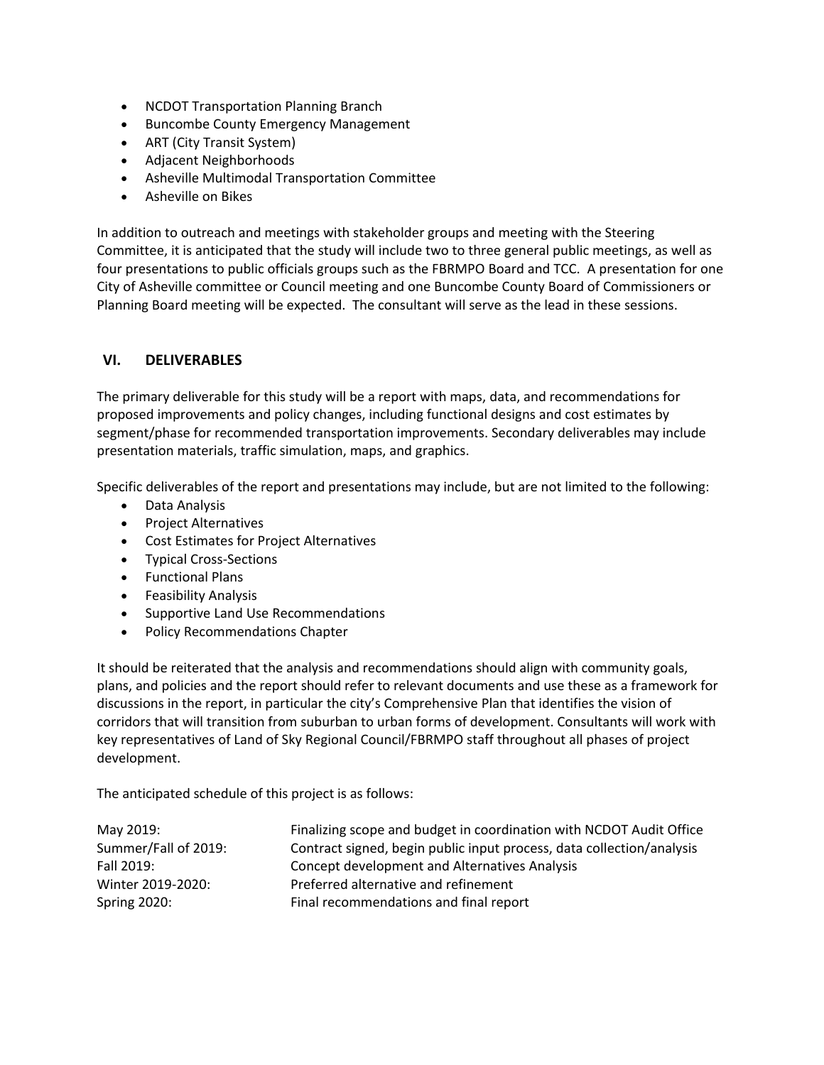- NCDOT Transportation Planning Branch
- Buncombe County Emergency Management
- ART (City Transit System)
- Adjacent Neighborhoods
- Asheville Multimodal Transportation Committee
- Asheville on Bikes

In addition to outreach and meetings with stakeholder groups and meeting with the Steering Committee, it is anticipated that the study will include two to three general public meetings, as well as four presentations to public officials groups such as the FBRMPO Board and TCC. A presentation for one City of Asheville committee or Council meeting and one Buncombe County Board of Commissioners or Planning Board meeting will be expected. The consultant will serve as the lead in these sessions.

## VI. DELIVERABLES

The primary deliverable for this study will be a report with maps, data, and recommendations for proposed improvements and policy changes, including functional designs and cost estimates by segment/phase for recommended transportation improvements. Secondary deliverables may include presentation materials, traffic simulation, maps, and graphics.

Specific deliverables of the report and presentations may include, but are not limited to the following:

- Data Analysis
- Project Alternatives
- Cost Estimates for Project Alternatives
- Typical Cross-Sections
- Functional Plans
- Feasibility Analysis
- Supportive Land Use Recommendations
- Policy Recommendations Chapter

It should be reiterated that the analysis and recommendations should align with community goals, plans, and policies and the report should refer to relevant documents and use these as a framework for discussions in the report, in particular the city's Comprehensive Plan that identifies the vision of corridors that will transition from suburban to urban forms of development. Consultants will work with key representatives of Land of Sky Regional Council/FBRMPO staff throughout all phases of project development.

The anticipated schedule of this project is as follows:

| | |
|---|---|
| May 2019: | Finalizing scope and budget in coordination with NCDOT Audit Office |
| Summer/Fall of 2019: | Contract signed, begin public input process, data collection/analysis |
| Fall 2019: | Concept development and Alternatives Analysis |
| Winter 2019-2020: | Preferred alternative and refinement |
| Spring 2020: | Final recommendations and final report |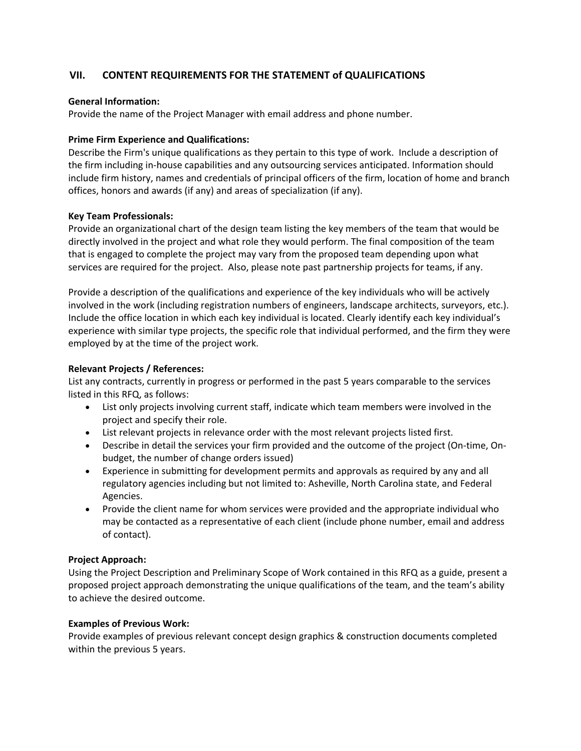## VII. CONTENT REQUIREMENTS FOR THE STATEMENT of QUALIFICATIONS

**General Information:**
Provide the name of the Project Manager with email address and phone number.

**Prime Firm Experience and Qualifications:**
Describe the Firm's unique qualifications as they pertain to this type of work. Include a description of the firm including in-house capabilities and any outsourcing services anticipated. Information should include firm history, names and credentials of principal officers of the firm, location of home and branch offices, honors and awards (if any) and areas of specialization (if any).

**Key Team Professionals:**
Provide an organizational chart of the design team listing the key members of the team that would be directly involved in the project and what role they would perform. The final composition of the team that is engaged to complete the project may vary from the proposed team depending upon what services are required for the project. Also, please note past partnership projects for teams, if any.

Provide a description of the qualifications and experience of the key individuals who will be actively involved in the work (including registration numbers of engineers, landscape architects, surveyors, etc.). Include the office location in which each key individual is located. Clearly identify each key individual's experience with similar type projects, the specific role that individual performed, and the firm they were employed by at the time of the project work.

**Relevant Projects / References:**
List any contracts, currently in progress or performed in the past 5 years comparable to the services listed in this RFQ, as follows:

- List only projects involving current staff, indicate which team members were involved in the project and specify their role.
- List relevant projects in relevance order with the most relevant projects listed first.
- Describe in detail the services your firm provided and the outcome of the project (On-time, On-budget, the number of change orders issued)
- Experience in submitting for development permits and approvals as required by any and all regulatory agencies including but not limited to: Asheville, North Carolina state, and Federal Agencies.
- Provide the client name for whom services were provided and the appropriate individual who may be contacted as a representative of each client (include phone number, email and address of contact).

**Project Approach:**
Using the Project Description and Preliminary Scope of Work contained in this RFQ as a guide, present a proposed project approach demonstrating the unique qualifications of the team, and the team's ability to achieve the desired outcome.

**Examples of Previous Work:**
Provide examples of previous relevant concept design graphics & construction documents completed within the previous 5 years.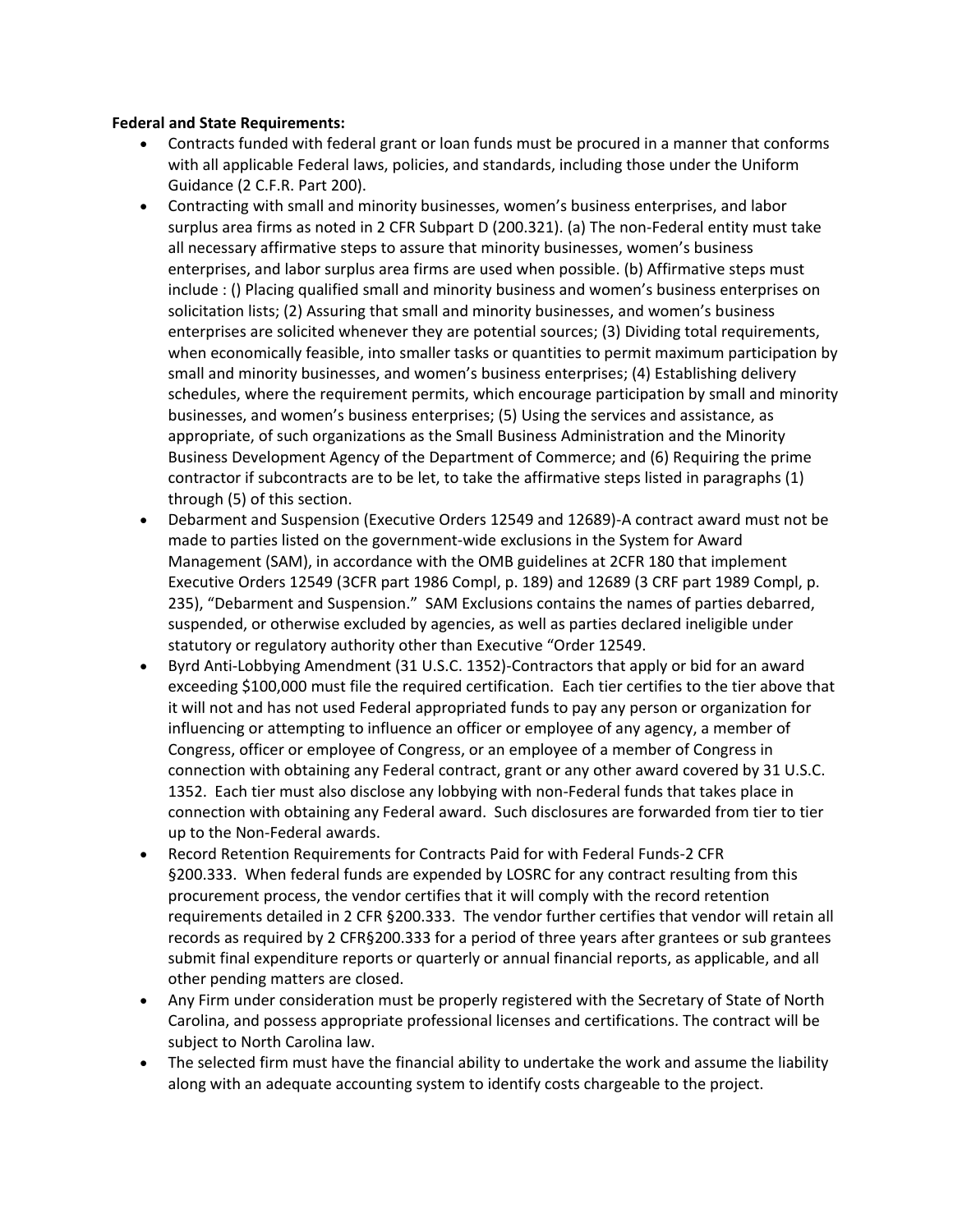**Federal and State Requirements:**

- Contracts funded with federal grant or loan funds must be procured in a manner that conforms with all applicable Federal laws, policies, and standards, including those under the Uniform Guidance (2 C.F.R. Part 200).
- Contracting with small and minority businesses, women's business enterprises, and labor surplus area firms as noted in 2 CFR Subpart D (200.321). (a) The non-Federal entity must take all necessary affirmative steps to assure that minority businesses, women's business enterprises, and labor surplus area firms are used when possible. (b) Affirmative steps must include : () Placing qualified small and minority business and women's business enterprises on solicitation lists; (2) Assuring that small and minority businesses, and women's business enterprises are solicited whenever they are potential sources; (3) Dividing total requirements, when economically feasible, into smaller tasks or quantities to permit maximum participation by small and minority businesses, and women's business enterprises; (4) Establishing delivery schedules, where the requirement permits, which encourage participation by small and minority businesses, and women's business enterprises; (5) Using the services and assistance, as appropriate, of such organizations as the Small Business Administration and the Minority Business Development Agency of the Department of Commerce; and (6) Requiring the prime contractor if subcontracts are to be let, to take the affirmative steps listed in paragraphs (1) through (5) of this section.
- Debarment and Suspension (Executive Orders 12549 and 12689)-A contract award must not be made to parties listed on the government-wide exclusions in the System for Award Management (SAM), in accordance with the OMB guidelines at 2CFR 180 that implement Executive Orders 12549 (3CFR part 1986 Compl, p. 189) and 12689 (3 CRF part 1989 Compl, p. 235), "Debarment and Suspension." SAM Exclusions contains the names of parties debarred, suspended, or otherwise excluded by agencies, as well as parties declared ineligible under statutory or regulatory authority other than Executive "Order 12549.
- Byrd Anti-Lobbying Amendment (31 U.S.C. 1352)-Contractors that apply or bid for an award exceeding $100,000 must file the required certification. Each tier certifies to the tier above that it will not and has not used Federal appropriated funds to pay any person or organization for influencing or attempting to influence an officer or employee of any agency, a member of Congress, officer or employee of Congress, or an employee of a member of Congress in connection with obtaining any Federal contract, grant or any other award covered by 31 U.S.C. 1352. Each tier must also disclose any lobbying with non-Federal funds that takes place in connection with obtaining any Federal award. Such disclosures are forwarded from tier to tier up to the Non-Federal awards.
- Record Retention Requirements for Contracts Paid for with Federal Funds-2 CFR §200.333. When federal funds are expended by LOSRC for any contract resulting from this procurement process, the vendor certifies that it will comply with the record retention requirements detailed in 2 CFR §200.333. The vendor further certifies that vendor will retain all records as required by 2 CFR§200.333 for a period of three years after grantees or sub grantees submit final expenditure reports or quarterly or annual financial reports, as applicable, and all other pending matters are closed.
- Any Firm under consideration must be properly registered with the Secretary of State of North Carolina, and possess appropriate professional licenses and certifications. The contract will be subject to North Carolina law.
- The selected firm must have the financial ability to undertake the work and assume the liability along with an adequate accounting system to identify costs chargeable to the project.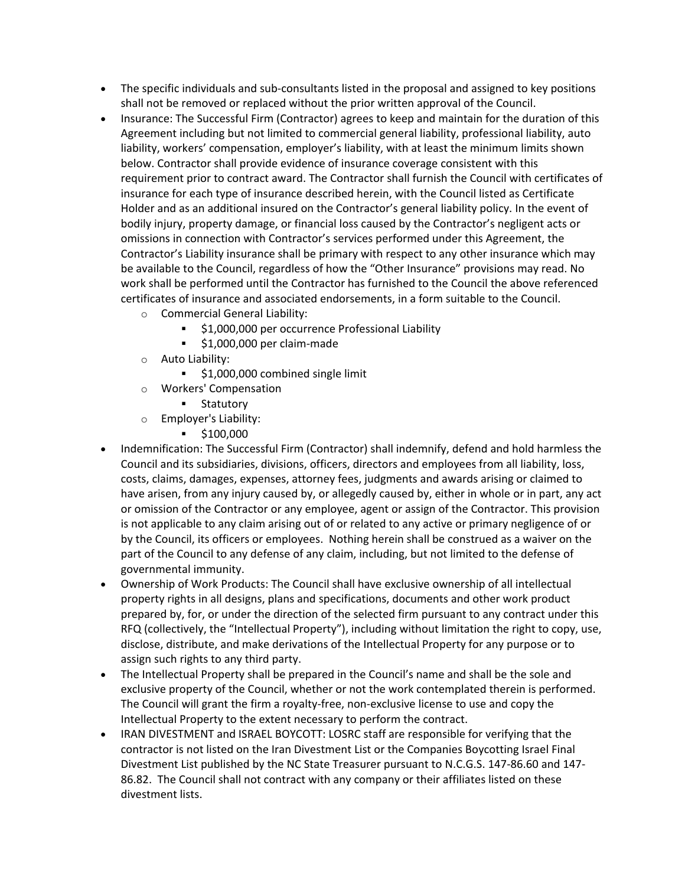- The specific individuals and sub-consultants listed in the proposal and assigned to key positions shall not be removed or replaced without the prior written approval of the Council.
- Insurance: The Successful Firm (Contractor) agrees to keep and maintain for the duration of this Agreement including but not limited to commercial general liability, professional liability, auto liability, workers' compensation, employer's liability, with at least the minimum limits shown below. Contractor shall provide evidence of insurance coverage consistent with this requirement prior to contract award. The Contractor shall furnish the Council with certificates of insurance for each type of insurance described herein, with the Council listed as Certificate Holder and as an additional insured on the Contractor's general liability policy. In the event of bodily injury, property damage, or financial loss caused by the Contractor's negligent acts or omissions in connection with Contractor's services performed under this Agreement, the Contractor's Liability insurance shall be primary with respect to any other insurance which may be available to the Council, regardless of how the "Other Insurance" provisions may read. No work shall be performed until the Contractor has furnished to the Council the above referenced certificates of insurance and associated endorsements, in a form suitable to the Council.
  - Commercial General Liability:
    - $1,000,000 per occurrence Professional Liability
    - $1,000,000 per claim-made
  - Auto Liability:
    - $1,000,000 combined single limit
  - Workers' Compensation
    - Statutory
  - Employer's Liability:
    - $100,000
- Indemnification: The Successful Firm (Contractor) shall indemnify, defend and hold harmless the Council and its subsidiaries, divisions, officers, directors and employees from all liability, loss, costs, claims, damages, expenses, attorney fees, judgments and awards arising or claimed to have arisen, from any injury caused by, or allegedly caused by, either in whole or in part, any act or omission of the Contractor or any employee, agent or assign of the Contractor. This provision is not applicable to any claim arising out of or related to any active or primary negligence of or by the Council, its officers or employees. Nothing herein shall be construed as a waiver on the part of the Council to any defense of any claim, including, but not limited to the defense of governmental immunity.
- Ownership of Work Products: The Council shall have exclusive ownership of all intellectual property rights in all designs, plans and specifications, documents and other work product prepared by, for, or under the direction of the selected firm pursuant to any contract under this RFQ (collectively, the "Intellectual Property"), including without limitation the right to copy, use, disclose, distribute, and make derivations of the Intellectual Property for any purpose or to assign such rights to any third party.
- The Intellectual Property shall be prepared in the Council's name and shall be the sole and exclusive property of the Council, whether or not the work contemplated therein is performed. The Council will grant the firm a royalty-free, non-exclusive license to use and copy the Intellectual Property to the extent necessary to perform the contract.
- IRAN DIVESTMENT and ISRAEL BOYCOTT: LOSRC staff are responsible for verifying that the contractor is not listed on the Iran Divestment List or the Companies Boycotting Israel Final Divestment List published by the NC State Treasurer pursuant to N.C.G.S. 147-86.60 and 147-86.82. The Council shall not contract with any company or their affiliates listed on these divestment lists.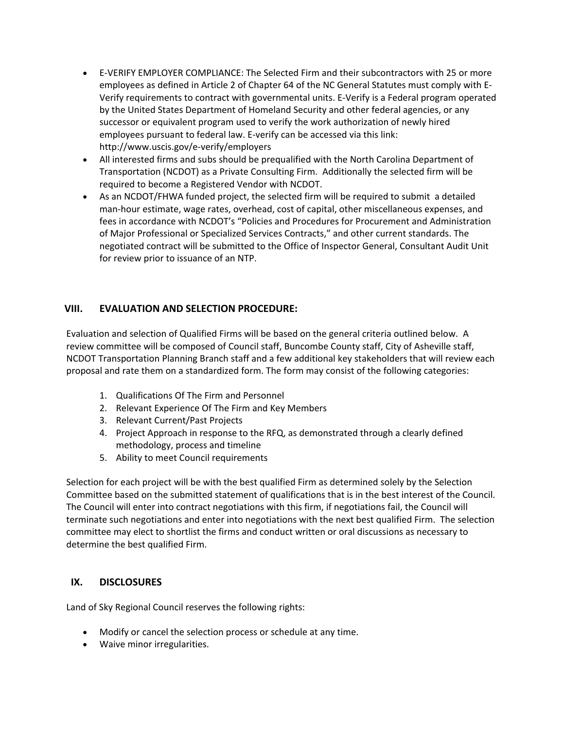- E-VERIFY EMPLOYER COMPLIANCE: The Selected Firm and their subcontractors with 25 or more employees as defined in Article 2 of Chapter 64 of the NC General Statutes must comply with E-Verify requirements to contract with governmental units. E-Verify is a Federal program operated by the United States Department of Homeland Security and other federal agencies, or any successor or equivalent program used to verify the work authorization of newly hired employees pursuant to federal law. E-verify can be accessed via this link: http://www.uscis.gov/e-verify/employers
- All interested firms and subs should be prequalified with the North Carolina Department of Transportation (NCDOT) as a Private Consulting Firm. Additionally the selected firm will be required to become a Registered Vendor with NCDOT.
- As an NCDOT/FHWA funded project, the selected firm will be required to submit a detailed man-hour estimate, wage rates, overhead, cost of capital, other miscellaneous expenses, and fees in accordance with NCDOT's "Policies and Procedures for Procurement and Administration of Major Professional or Specialized Services Contracts," and other current standards. The negotiated contract will be submitted to the Office of Inspector General, Consultant Audit Unit for review prior to issuance of an NTP.

## VIII. EVALUATION AND SELECTION PROCEDURE:

Evaluation and selection of Qualified Firms will be based on the general criteria outlined below. A review committee will be composed of Council staff, Buncombe County staff, City of Asheville staff, NCDOT Transportation Planning Branch staff and a few additional key stakeholders that will review each proposal and rate them on a standardized form. The form may consist of the following categories:

1. Qualifications Of The Firm and Personnel
2. Relevant Experience Of The Firm and Key Members
3. Relevant Current/Past Projects
4. Project Approach in response to the RFQ, as demonstrated through a clearly defined methodology, process and timeline
5. Ability to meet Council requirements

Selection for each project will be with the best qualified Firm as determined solely by the Selection Committee based on the submitted statement of qualifications that is in the best interest of the Council. The Council will enter into contract negotiations with this firm, if negotiations fail, the Council will terminate such negotiations and enter into negotiations with the next best qualified Firm. The selection committee may elect to shortlist the firms and conduct written or oral discussions as necessary to determine the best qualified Firm.

## IX. DISCLOSURES

Land of Sky Regional Council reserves the following rights:

- Modify or cancel the selection process or schedule at any time.
- Waive minor irregularities.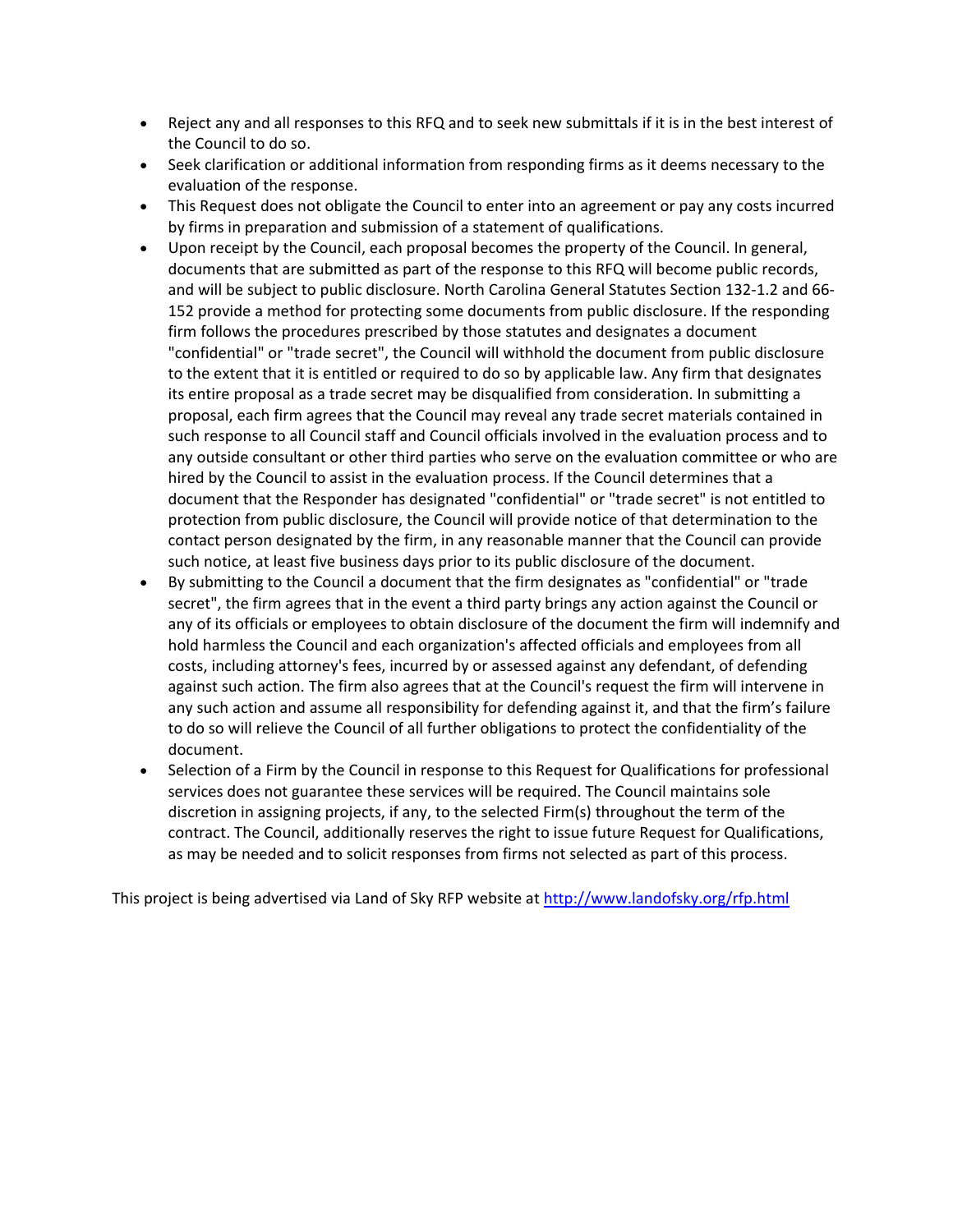- Reject any and all responses to this RFQ and to seek new submittals if it is in the best interest of the Council to do so.
- Seek clarification or additional information from responding firms as it deems necessary to the evaluation of the response.
- This Request does not obligate the Council to enter into an agreement or pay any costs incurred by firms in preparation and submission of a statement of qualifications.
- Upon receipt by the Council, each proposal becomes the property of the Council. In general, documents that are submitted as part of the response to this RFQ will become public records, and will be subject to public disclosure. North Carolina General Statutes Section 132-1.2 and 66-152 provide a method for protecting some documents from public disclosure. If the responding firm follows the procedures prescribed by those statutes and designates a document "confidential" or "trade secret", the Council will withhold the document from public disclosure to the extent that it is entitled or required to do so by applicable law. Any firm that designates its entire proposal as a trade secret may be disqualified from consideration. In submitting a proposal, each firm agrees that the Council may reveal any trade secret materials contained in such response to all Council staff and Council officials involved in the evaluation process and to any outside consultant or other third parties who serve on the evaluation committee or who are hired by the Council to assist in the evaluation process. If the Council determines that a document that the Responder has designated "confidential" or "trade secret" is not entitled to protection from public disclosure, the Council will provide notice of that determination to the contact person designated by the firm, in any reasonable manner that the Council can provide such notice, at least five business days prior to its public disclosure of the document.
- By submitting to the Council a document that the firm designates as "confidential" or "trade secret", the firm agrees that in the event a third party brings any action against the Council or any of its officials or employees to obtain disclosure of the document the firm will indemnify and hold harmless the Council and each organization's affected officials and employees from all costs, including attorney's fees, incurred by or assessed against any defendant, of defending against such action. The firm also agrees that at the Council's request the firm will intervene in any such action and assume all responsibility for defending against it, and that the firm's failure to do so will relieve the Council of all further obligations to protect the confidentiality of the document.
- Selection of a Firm by the Council in response to this Request for Qualifications for professional services does not guarantee these services will be required. The Council maintains sole discretion in assigning projects, if any, to the selected Firm(s) throughout the term of the contract. The Council, additionally reserves the right to issue future Request for Qualifications, as may be needed and to solicit responses from firms not selected as part of this process.

This project is being advertised via Land of Sky RFP website at [http://www.landofsky.org/rfp.html](http://www.landofsky.org/rfp.html)